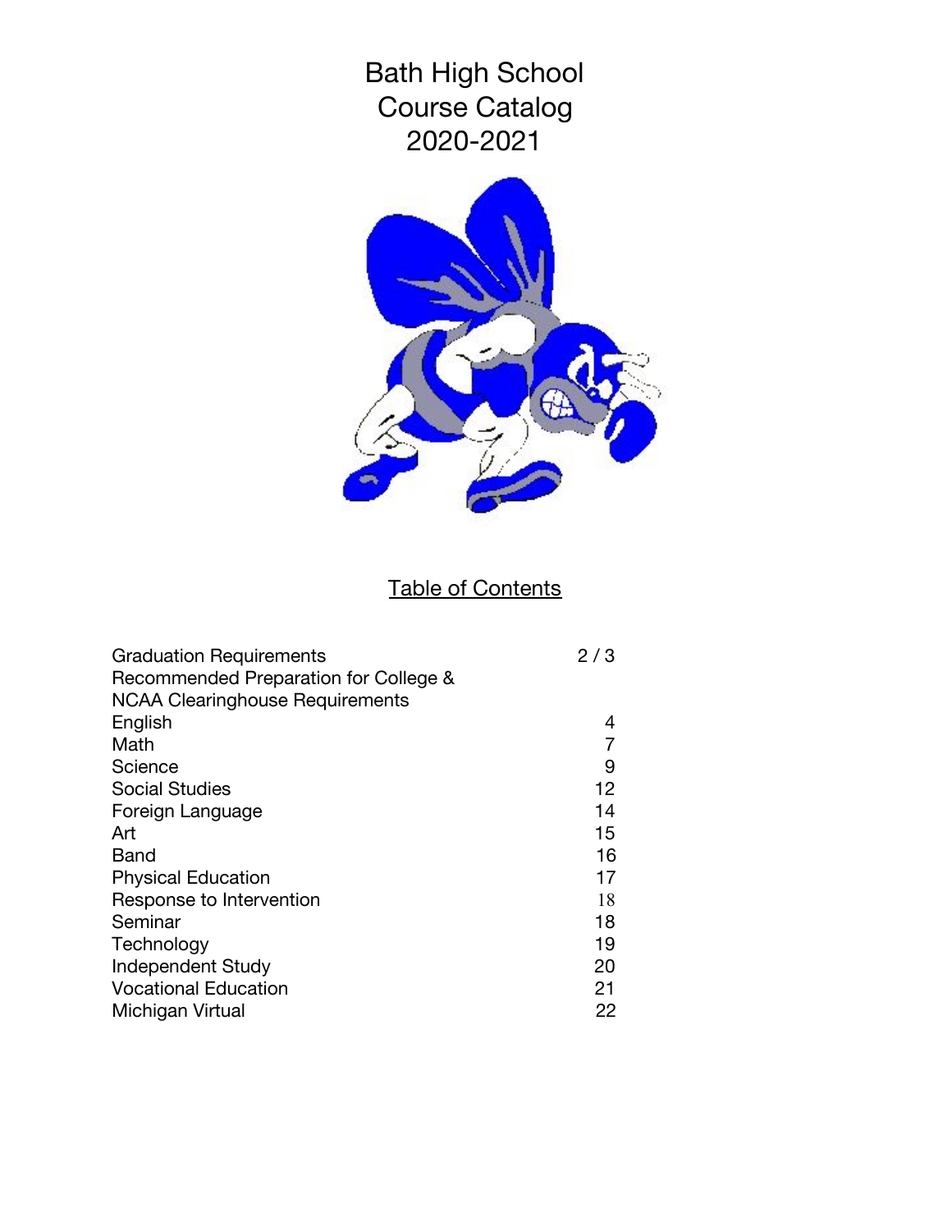# Bath High School Course Catalog 2020-2021

## Table of Contents

| | |
|---|---|
| Graduation Requirements | 2 / 3 |
| Recommended Preparation for College & NCAA Clearinghouse Requirements | |
| English | 4 |
| Math | 7 |
| Science | 9 |
| Social Studies | 12 |
| Foreign Language | 14 |
| Art | 15 |
| Band | 16 |
| Physical Education | 17 |
| Response to Intervention | 18 |
| Seminar | 18 |
| Technology | 19 |
| Independent Study | 20 |
| Vocational Education | 21 |
| Michigan Virtual | 22 |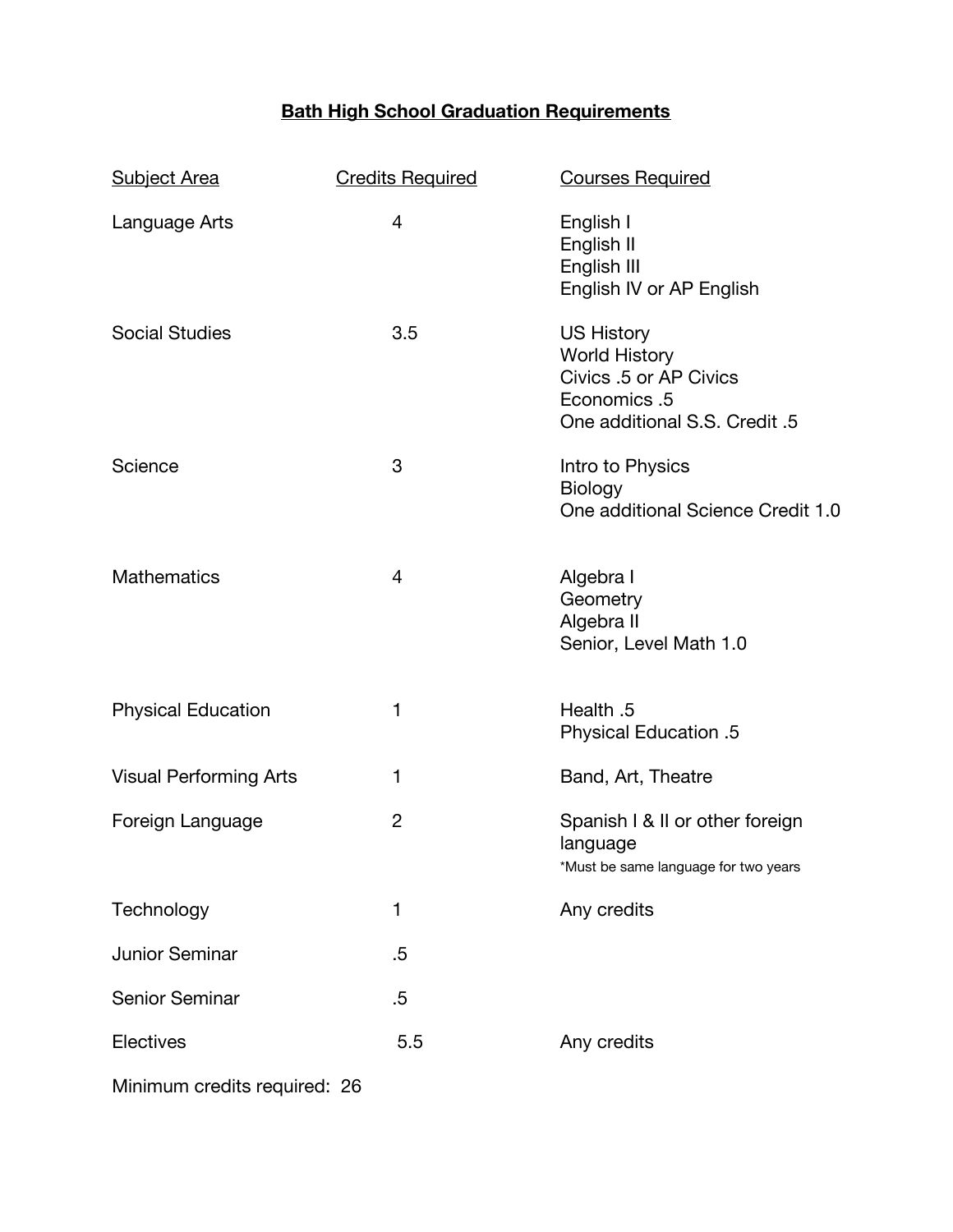# Bath High School Graduation Requirements

| Subject Area | Credits Required | Courses Required |
|---|---|---|
| Language Arts | 4 | English I<br>English II<br>English III<br>English IV or AP English |
| Social Studies | 3.5 | US History<br>World History<br>Civics .5 or AP Civics<br>Economics .5<br>One additional S.S. Credit .5 |
| Science | 3 | Intro to Physics<br>Biology<br>One additional Science Credit 1.0 |
| Mathematics | 4 | Algebra I<br>Geometry<br>Algebra II<br>Senior, Level Math 1.0 |
| Physical Education | 1 | Health .5<br>Physical Education .5 |
| Visual Performing Arts | 1 | Band, Art, Theatre |
| Foreign Language | 2 | Spanish I & II or other foreign language<br>*Must be same language for two years |
| Technology | 1 | Any credits |
| Junior Seminar | .5 | |
| Senior Seminar | .5 | |
| Electives | 5.5 | Any credits |

Minimum credits required: 26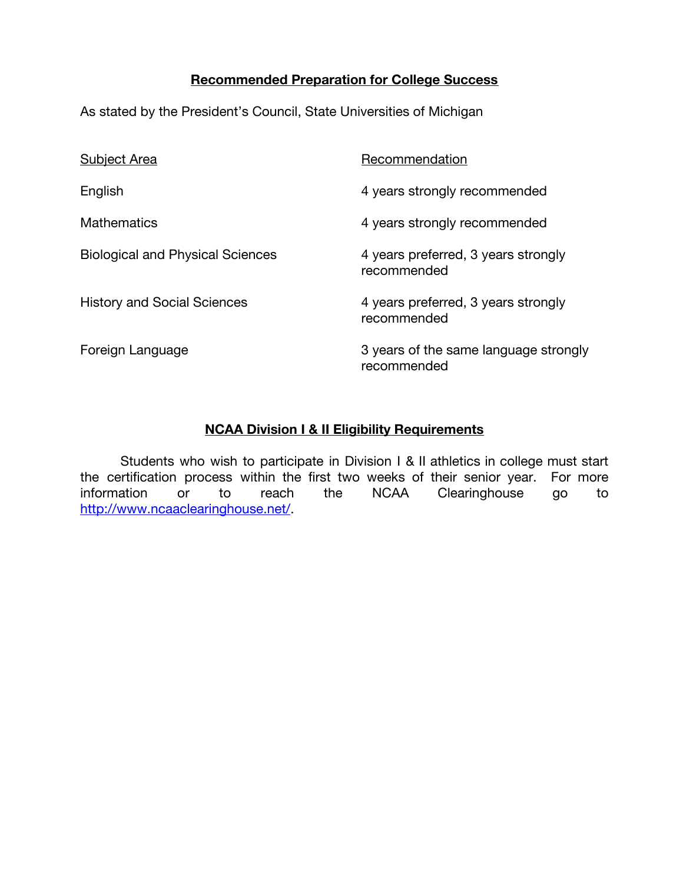## Recommended Preparation for College Success

As stated by the President's Council, State Universities of Michigan

| Subject Area | Recommendation |
|---|---|
| English | 4 years strongly recommended |
| Mathematics | 4 years strongly recommended |
| Biological and Physical Sciences | 4 years preferred, 3 years strongly recommended |
| History and Social Sciences | 4 years preferred, 3 years strongly recommended |
| Foreign Language | 3 years of the same language strongly recommended |

## NCAA Division I & II Eligibility Requirements

Students who wish to participate in Division I & II athletics in college must start the certification process within the first two weeks of their senior year. For more information or to reach the NCAA Clearinghouse go to http://www.ncaaclearinghouse.net/.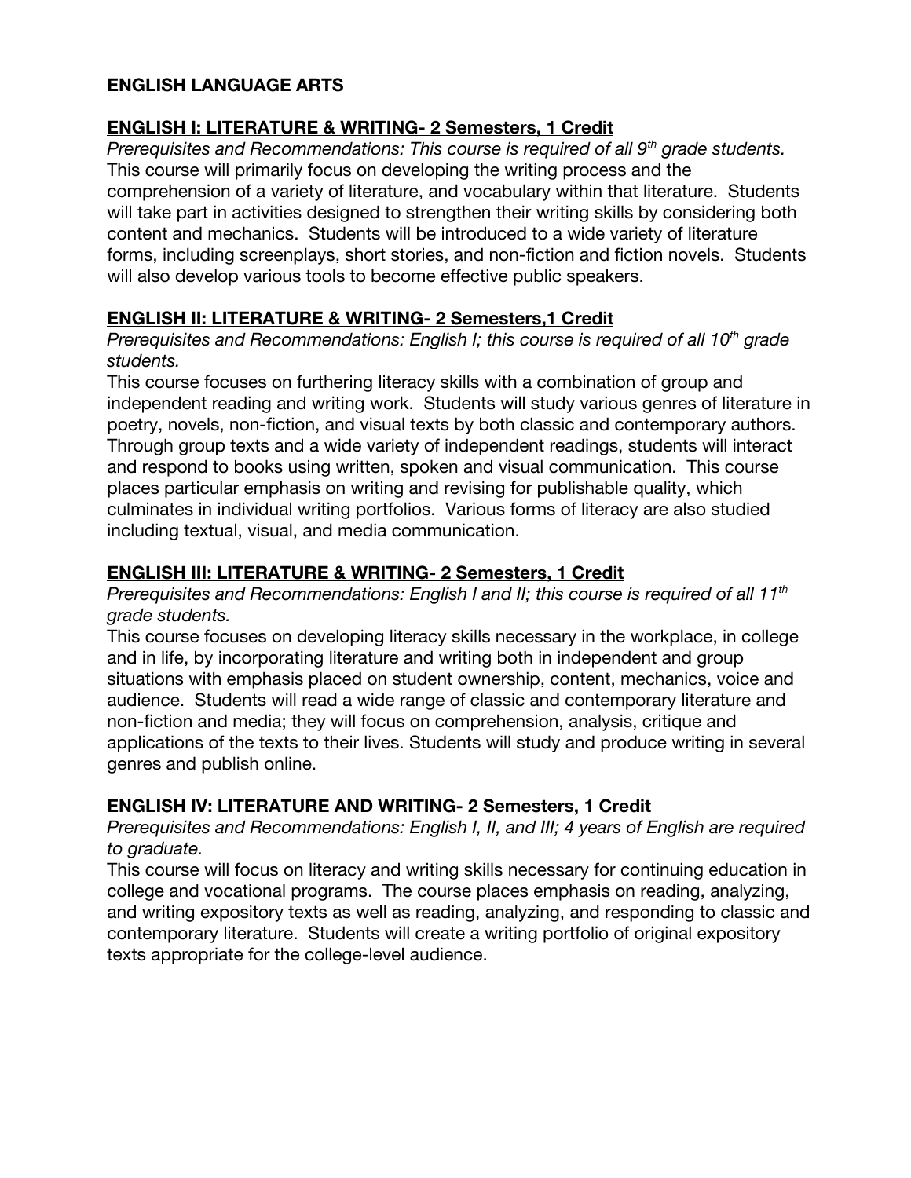# ENGLISH LANGUAGE ARTS

## ENGLISH I: LITERATURE & WRITING- 2 Semesters, 1 Credit

*Prerequisites and Recommendations: This course is required of all 9th grade students.*
This course will primarily focus on developing the writing process and the comprehension of a variety of literature, and vocabulary within that literature. Students will take part in activities designed to strengthen their writing skills by considering both content and mechanics. Students will be introduced to a wide variety of literature forms, including screenplays, short stories, and non-fiction and fiction novels. Students will also develop various tools to become effective public speakers.

## ENGLISH II: LITERATURE & WRITING- 2 Semesters,1 Credit

*Prerequisites and Recommendations: English I; this course is required of all 10th grade students.*
This course focuses on furthering literacy skills with a combination of group and independent reading and writing work. Students will study various genres of literature in poetry, novels, non-fiction, and visual texts by both classic and contemporary authors. Through group texts and a wide variety of independent readings, students will interact and respond to books using written, spoken and visual communication. This course places particular emphasis on writing and revising for publishable quality, which culminates in individual writing portfolios. Various forms of literacy are also studied including textual, visual, and media communication.

## ENGLISH III: LITERATURE & WRITING- 2 Semesters, 1 Credit

*Prerequisites and Recommendations: English I and II; this course is required of all 11th grade students.*
This course focuses on developing literacy skills necessary in the workplace, in college and in life, by incorporating literature and writing both in independent and group situations with emphasis placed on student ownership, content, mechanics, voice and audience. Students will read a wide range of classic and contemporary literature and non-fiction and media; they will focus on comprehension, analysis, critique and applications of the texts to their lives. Students will study and produce writing in several genres and publish online.

## ENGLISH IV: LITERATURE AND WRITING- 2 Semesters, 1 Credit

*Prerequisites and Recommendations: English I, II, and III; 4 years of English are required to graduate.*
This course will focus on literacy and writing skills necessary for continuing education in college and vocational programs. The course places emphasis on reading, analyzing, and writing expository texts as well as reading, analyzing, and responding to classic and contemporary literature. Students will create a writing portfolio of original expository texts appropriate for the college-level audience.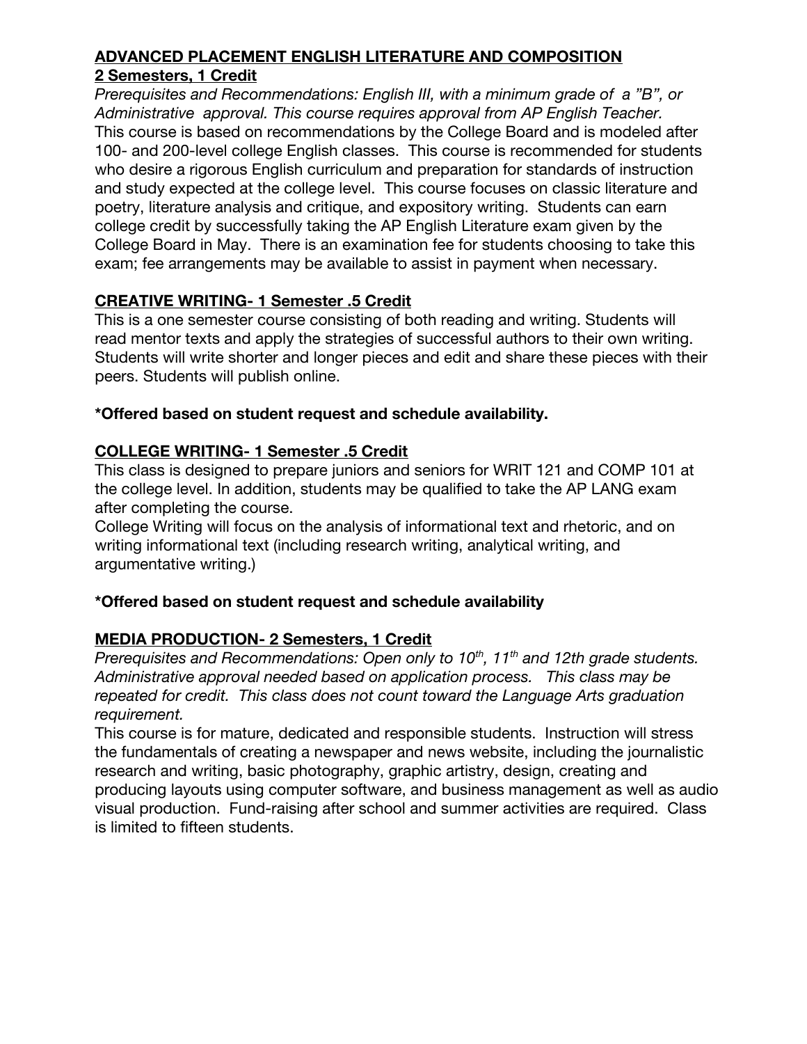**ADVANCED PLACEMENT ENGLISH LITERATURE AND COMPOSITION**
**2 Semesters, 1 Credit**

*Prerequisites and Recommendations: English III, with a minimum grade of a "B", or Administrative approval. This course requires approval from AP English Teacher.*

This course is based on recommendations by the College Board and is modeled after 100- and 200-level college English classes. This course is recommended for students who desire a rigorous English curriculum and preparation for standards of instruction and study expected at the college level. This course focuses on classic literature and poetry, literature analysis and critique, and expository writing. Students can earn college credit by successfully taking the AP English Literature exam given by the College Board in May. There is an examination fee for students choosing to take this exam; fee arrangements may be available to assist in payment when necessary.

**CREATIVE WRITING- 1 Semester .5 Credit**

This is a one semester course consisting of both reading and writing. Students will read mentor texts and apply the strategies of successful authors to their own writing. Students will write shorter and longer pieces and edit and share these pieces with their peers. Students will publish online.

**\*Offered based on student request and schedule availability.**

**COLLEGE WRITING- 1 Semester .5 Credit**

This class is designed to prepare juniors and seniors for WRIT 121 and COMP 101 at the college level. In addition, students may be qualified to take the AP LANG exam after completing the course.

College Writing will focus on the analysis of informational text and rhetoric, and on writing informational text (including research writing, analytical writing, and argumentative writing.)

**\*Offered based on student request and schedule availability**

**MEDIA PRODUCTION- 2 Semesters, 1 Credit**

*Prerequisites and Recommendations: Open only to 10th, 11th and 12th grade students. Administrative approval needed based on application process. This class may be repeated for credit. This class does not count toward the Language Arts graduation requirement.*

This course is for mature, dedicated and responsible students. Instruction will stress the fundamentals of creating a newspaper and news website, including the journalistic research and writing, basic photography, graphic artistry, design, creating and producing layouts using computer software, and business management as well as audio visual production. Fund-raising after school and summer activities are required. Class is limited to fifteen students.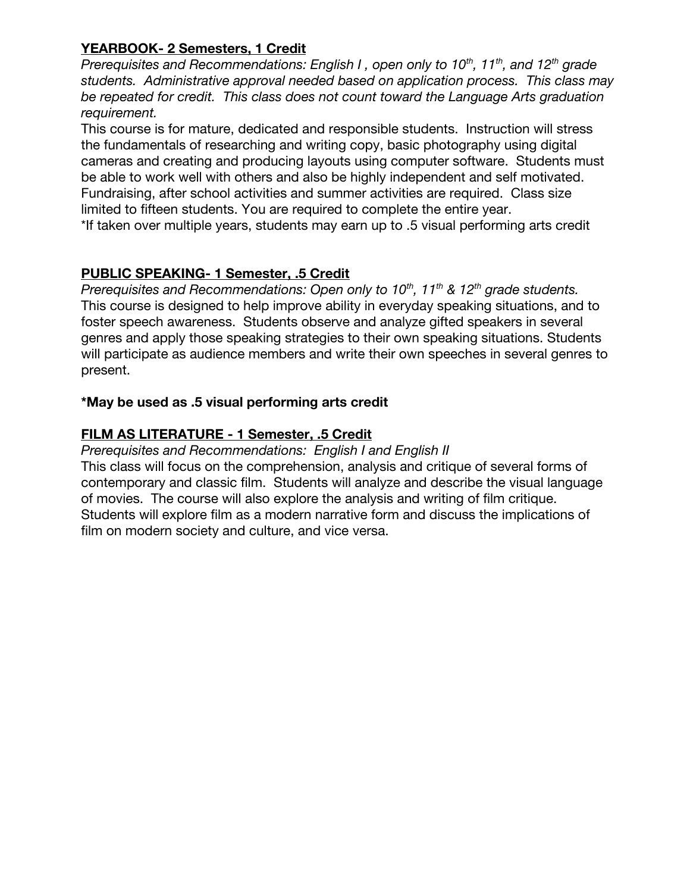**<u>YEARBOOK- 2 Semesters, 1 Credit</u>**

*Prerequisites and Recommendations: English I , open only to 10th, 11th, and 12th grade students. Administrative approval needed based on application process. This class may be repeated for credit. This class does not count toward the Language Arts graduation requirement.*

This course is for mature, dedicated and responsible students. Instruction will stress the fundamentals of researching and writing copy, basic photography using digital cameras and creating and producing layouts using computer software. Students must be able to work well with others and also be highly independent and self motivated. Fundraising, after school activities and summer activities are required. Class size limited to fifteen students. You are required to complete the entire year.

*If taken over multiple years, students may earn up to .5 visual performing arts credit

**<u>PUBLIC SPEAKING- 1 Semester, .5 Credit</u>**

*Prerequisites and Recommendations: Open only to 10th, 11th & 12th grade students.*

This course is designed to help improve ability in everyday speaking situations, and to foster speech awareness. Students observe and analyze gifted speakers in several genres and apply those speaking strategies to their own speaking situations. Students will participate as audience members and write their own speeches in several genres to present.

**\*May be used as .5 visual performing arts credit**

**<u>FILM AS LITERATURE - 1 Semester, .5 Credit</u>**

*Prerequisites and Recommendations: English I and English II*

This class will focus on the comprehension, analysis and critique of several forms of contemporary and classic film. Students will analyze and describe the visual language of movies. The course will also explore the analysis and writing of film critique. Students will explore film as a modern narrative form and discuss the implications of film on modern society and culture, and vice versa.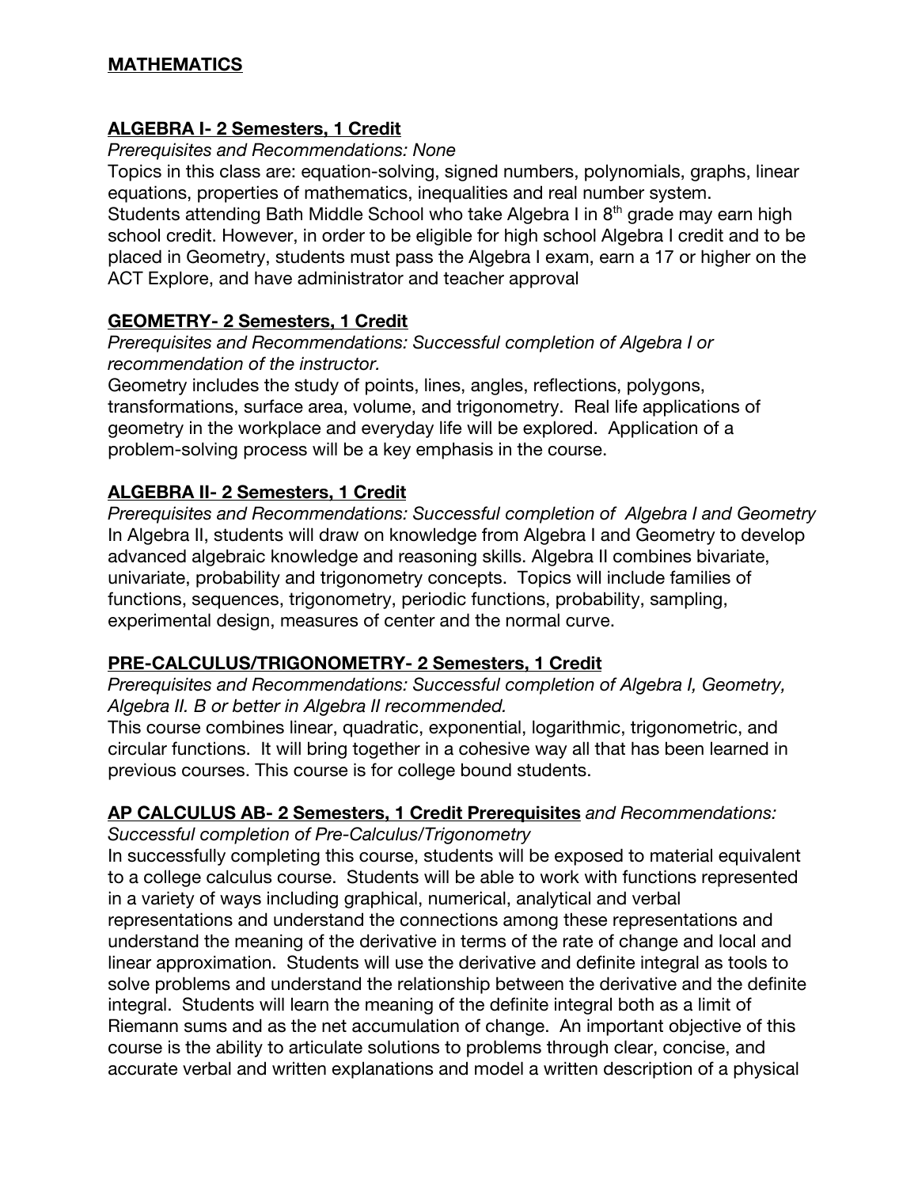## MATHEMATICS

### ALGEBRA I- 2 Semesters, 1 Credit

*Prerequisites and Recommendations: None*

Topics in this class are: equation-solving, signed numbers, polynomials, graphs, linear equations, properties of mathematics, inequalities and real number system. Students attending Bath Middle School who take Algebra I in 8th grade may earn high school credit. However, in order to be eligible for high school Algebra I credit and to be placed in Geometry, students must pass the Algebra I exam, earn a 17 or higher on the ACT Explore, and have administrator and teacher approval

### GEOMETRY- 2 Semesters, 1 Credit

*Prerequisites and Recommendations: Successful completion of Algebra I or recommendation of the instructor.*

Geometry includes the study of points, lines, angles, reflections, polygons, transformations, surface area, volume, and trigonometry. Real life applications of geometry in the workplace and everyday life will be explored. Application of a problem-solving process will be a key emphasis in the course.

### ALGEBRA II- 2 Semesters, 1 Credit

*Prerequisites and Recommendations: Successful completion of Algebra I and Geometry*

In Algebra II, students will draw on knowledge from Algebra I and Geometry to develop advanced algebraic knowledge and reasoning skills. Algebra II combines bivariate, univariate, probability and trigonometry concepts. Topics will include families of functions, sequences, trigonometry, periodic functions, probability, sampling, experimental design, measures of center and the normal curve.

### PRE-CALCULUS/TRIGONOMETRY- 2 Semesters, 1 Credit

*Prerequisites and Recommendations: Successful completion of Algebra I, Geometry, Algebra II. B or better in Algebra II recommended.*

This course combines linear, quadratic, exponential, logarithmic, trigonometric, and circular functions. It will bring together in a cohesive way all that has been learned in previous courses. This course is for college bound students.

### AP CALCULUS AB- 2 Semesters, 1 Credit Prerequisites *and Recommendations:*

*Successful completion of Pre-Calculus/Trigonometry*

In successfully completing this course, students will be exposed to material equivalent to a college calculus course. Students will be able to work with functions represented in a variety of ways including graphical, numerical, analytical and verbal representations and understand the connections among these representations and understand the meaning of the derivative in terms of the rate of change and local and linear approximation. Students will use the derivative and definite integral as tools to solve problems and understand the relationship between the derivative and the definite integral. Students will learn the meaning of the definite integral both as a limit of Riemann sums and as the net accumulation of change. An important objective of this course is the ability to articulate solutions to problems through clear, concise, and accurate verbal and written explanations and model a written description of a physical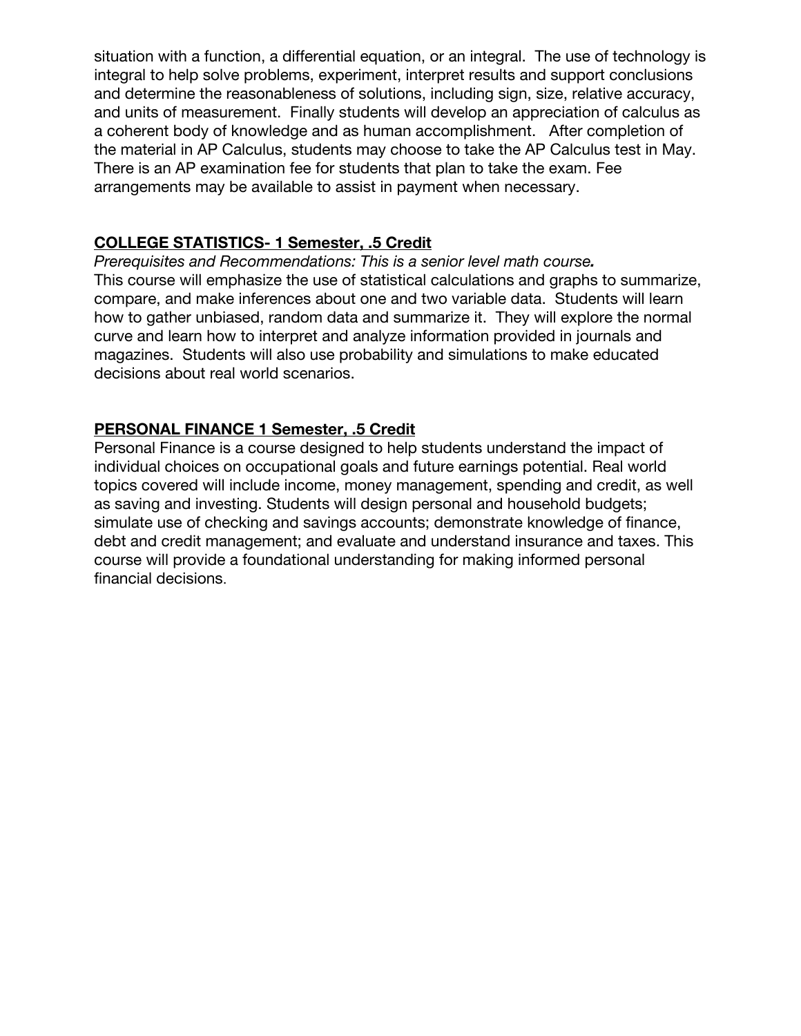situation with a function, a differential equation, or an integral. The use of technology is integral to help solve problems, experiment, interpret results and support conclusions and determine the reasonableness of solutions, including sign, size, relative accuracy, and units of measurement. Finally students will develop an appreciation of calculus as a coherent body of knowledge and as human accomplishment. After completion of the material in AP Calculus, students may choose to take the AP Calculus test in May. There is an AP examination fee for students that plan to take the exam. Fee arrangements may be available to assist in payment when necessary.

## COLLEGE STATISTICS- 1 Semester, .5 Credit

*Prerequisites and Recommendations: This is a senior level math course.*
This course will emphasize the use of statistical calculations and graphs to summarize, compare, and make inferences about one and two variable data. Students will learn how to gather unbiased, random data and summarize it. They will explore the normal curve and learn how to interpret and analyze information provided in journals and magazines. Students will also use probability and simulations to make educated decisions about real world scenarios.

## PERSONAL FINANCE 1 Semester, .5 Credit

Personal Finance is a course designed to help students understand the impact of individual choices on occupational goals and future earnings potential. Real world topics covered will include income, money management, spending and credit, as well as saving and investing. Students will design personal and household budgets; simulate use of checking and savings accounts; demonstrate knowledge of finance, debt and credit management; and evaluate and understand insurance and taxes. This course will provide a foundational understanding for making informed personal financial decisions.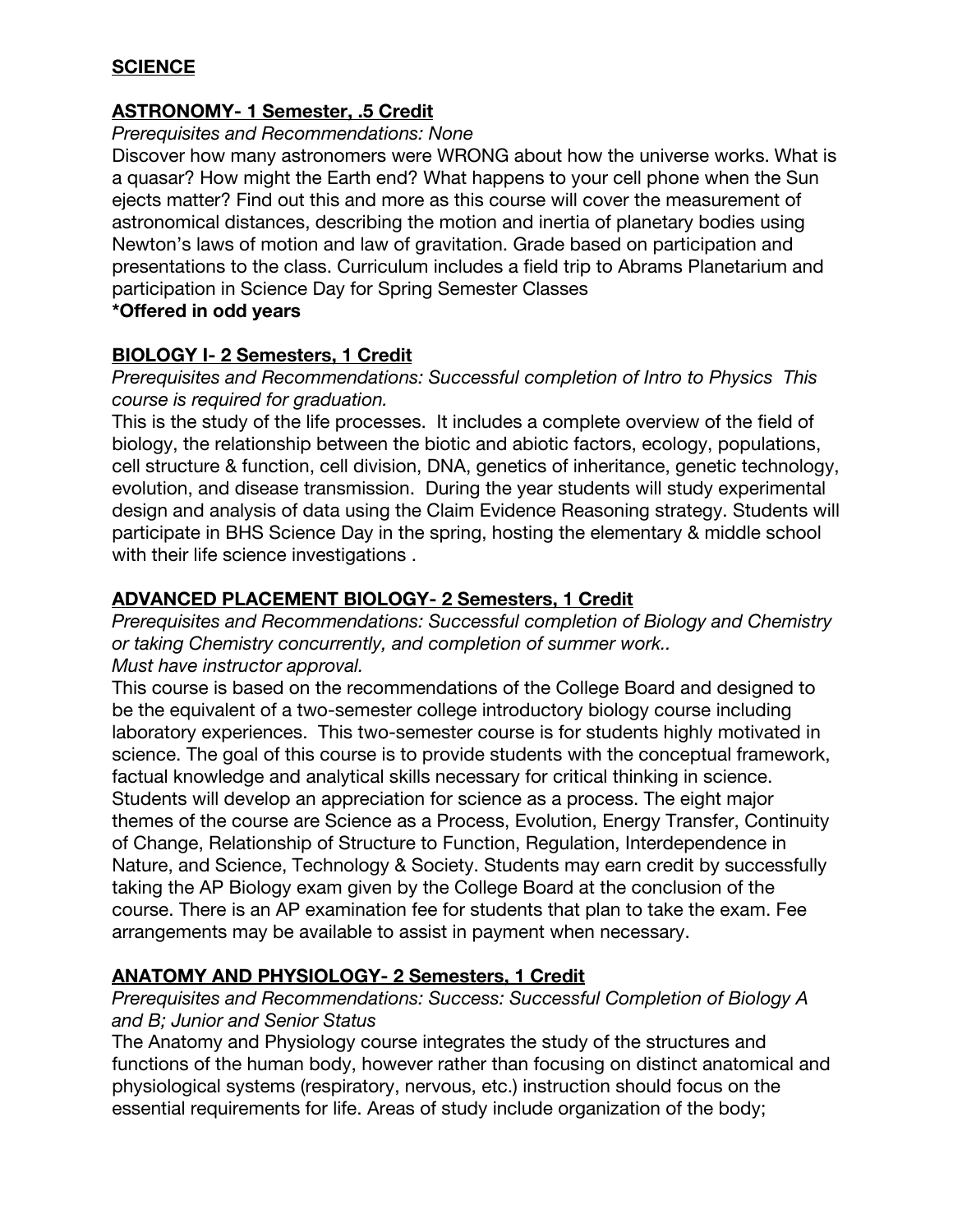## SCIENCE

### ASTRONOMY- 1 Semester, .5 Credit

*Prerequisites and Recommendations: None*

Discover how many astronomers were WRONG about how the universe works. What is a quasar? How might the Earth end? What happens to your cell phone when the Sun ejects matter? Find out this and more as this course will cover the measurement of astronomical distances, describing the motion and inertia of planetary bodies using Newton's laws of motion and law of gravitation. Grade based on participation and presentations to the class. Curriculum includes a field trip to Abrams Planetarium and participation in Science Day for Spring Semester Classes

**\*Offered in odd years**

### BIOLOGY I- 2 Semesters, 1 Credit

*Prerequisites and Recommendations: Successful completion of Intro to Physics This course is required for graduation.*

This is the study of the life processes. It includes a complete overview of the field of biology, the relationship between the biotic and abiotic factors, ecology, populations, cell structure & function, cell division, DNA, genetics of inheritance, genetic technology, evolution, and disease transmission. During the year students will study experimental design and analysis of data using the Claim Evidence Reasoning strategy. Students will participate in BHS Science Day in the spring, hosting the elementary & middle school with their life science investigations .

### ADVANCED PLACEMENT BIOLOGY- 2 Semesters, 1 Credit

*Prerequisites and Recommendations: Successful completion of Biology and Chemistry or taking Chemistry concurrently, and completion of summer work..*
*Must have instructor approval.*

This course is based on the recommendations of the College Board and designed to be the equivalent of a two-semester college introductory biology course including laboratory experiences. This two-semester course is for students highly motivated in science. The goal of this course is to provide students with the conceptual framework, factual knowledge and analytical skills necessary for critical thinking in science. Students will develop an appreciation for science as a process. The eight major themes of the course are Science as a Process, Evolution, Energy Transfer, Continuity of Change, Relationship of Structure to Function, Regulation, Interdependence in Nature, and Science, Technology & Society. Students may earn credit by successfully taking the AP Biology exam given by the College Board at the conclusion of the course. There is an AP examination fee for students that plan to take the exam. Fee arrangements may be available to assist in payment when necessary.

### ANATOMY AND PHYSIOLOGY- 2 Semesters, 1 Credit

*Prerequisites and Recommendations: Success: Successful Completion of Biology A and B; Junior and Senior Status*

The Anatomy and Physiology course integrates the study of the structures and functions of the human body, however rather than focusing on distinct anatomical and physiological systems (respiratory, nervous, etc.) instruction should focus on the essential requirements for life. Areas of study include organization of the body;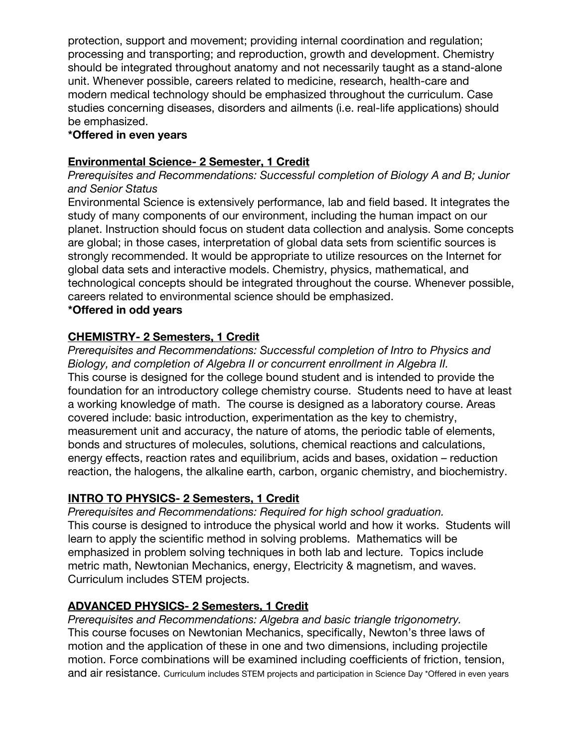protection, support and movement; providing internal coordination and regulation; processing and transporting; and reproduction, growth and development. Chemistry should be integrated throughout anatomy and not necessarily taught as a stand-alone unit. Whenever possible, careers related to medicine, research, health-care and modern medical technology should be emphasized throughout the curriculum. Case studies concerning diseases, disorders and ailments (i.e. real-life applications) should be emphasized.

**\*Offered in even years**

**Environmental Science- 2 Semester, 1 Credit**

*Prerequisites and Recommendations: Successful completion of Biology A and B; Junior and Senior Status*

Environmental Science is extensively performance, lab and field based. It integrates the study of many components of our environment, including the human impact on our planet. Instruction should focus on student data collection and analysis. Some concepts are global; in those cases, interpretation of global data sets from scientific sources is strongly recommended. It would be appropriate to utilize resources on the Internet for global data sets and interactive models. Chemistry, physics, mathematical, and technological concepts should be integrated throughout the course. Whenever possible, careers related to environmental science should be emphasized.

**\*Offered in odd years**

**CHEMISTRY- 2 Semesters, 1 Credit**

*Prerequisites and Recommendations: Successful completion of Intro to Physics and Biology, and completion of Algebra II or concurrent enrollment in Algebra II.*

This course is designed for the college bound student and is intended to provide the foundation for an introductory college chemistry course. Students need to have at least a working knowledge of math. The course is designed as a laboratory course. Areas covered include: basic introduction, experimentation as the key to chemistry, measurement unit and accuracy, the nature of atoms, the periodic table of elements, bonds and structures of molecules, solutions, chemical reactions and calculations, energy effects, reaction rates and equilibrium, acids and bases, oxidation – reduction reaction, the halogens, the alkaline earth, carbon, organic chemistry, and biochemistry.

**INTRO TO PHYSICS- 2 Semesters, 1 Credit**

*Prerequisites and Recommendations: Required for high school graduation.*

This course is designed to introduce the physical world and how it works. Students will learn to apply the scientific method in solving problems. Mathematics will be emphasized in problem solving techniques in both lab and lecture. Topics include metric math, Newtonian Mechanics, energy, Electricity & magnetism, and waves. Curriculum includes STEM projects.

**ADVANCED PHYSICS- 2 Semesters, 1 Credit**

*Prerequisites and Recommendations: Algebra and basic triangle trigonometry.*

This course focuses on Newtonian Mechanics, specifically, Newton's three laws of motion and the application of these in one and two dimensions, including projectile motion. Force combinations will be examined including coefficients of friction, tension, and air resistance. Curriculum includes STEM projects and participation in Science Day \*Offered in even years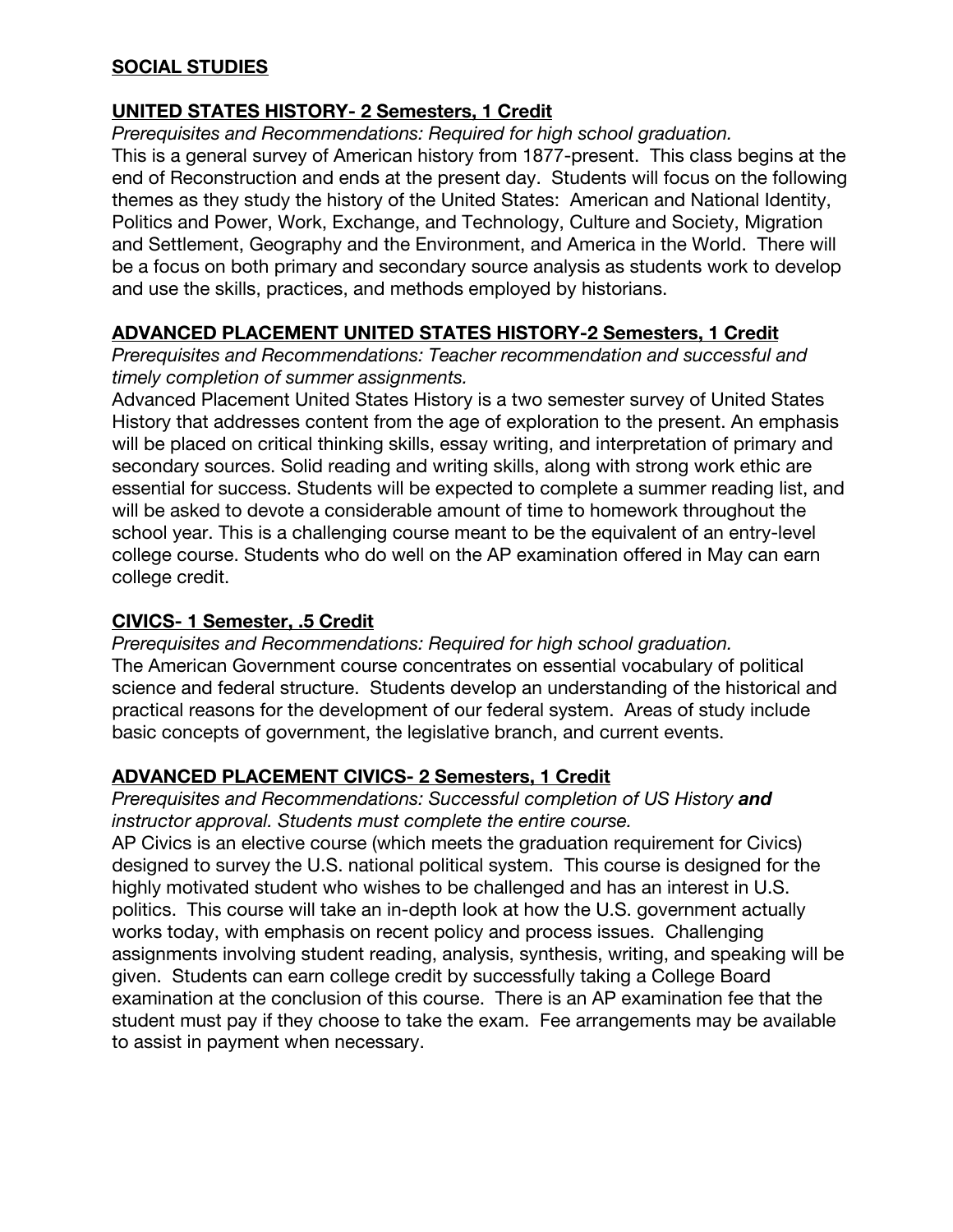## **SOCIAL STUDIES**

### **UNITED STATES HISTORY- 2 Semesters, 1 Credit**

*Prerequisites and Recommendations: Required for high school graduation.*

This is a general survey of American history from 1877-present. This class begins at the end of Reconstruction and ends at the present day. Students will focus on the following themes as they study the history of the United States: American and National Identity, Politics and Power, Work, Exchange, and Technology, Culture and Society, Migration and Settlement, Geography and the Environment, and America in the World. There will be a focus on both primary and secondary source analysis as students work to develop and use the skills, practices, and methods employed by historians.

### **ADVANCED PLACEMENT UNITED STATES HISTORY-2 Semesters, 1 Credit**

*Prerequisites and Recommendations: Teacher recommendation and successful and timely completion of summer assignments.*

Advanced Placement United States History is a two semester survey of United States History that addresses content from the age of exploration to the present. An emphasis will be placed on critical thinking skills, essay writing, and interpretation of primary and secondary sources. Solid reading and writing skills, along with strong work ethic are essential for success. Students will be expected to complete a summer reading list, and will be asked to devote a considerable amount of time to homework throughout the school year. This is a challenging course meant to be the equivalent of an entry-level college course. Students who do well on the AP examination offered in May can earn college credit.

### **CIVICS- 1 Semester, .5 Credit**

*Prerequisites and Recommendations: Required for high school graduation.*

The American Government course concentrates on essential vocabulary of political science and federal structure. Students develop an understanding of the historical and practical reasons for the development of our federal system. Areas of study include basic concepts of government, the legislative branch, and current events.

### **ADVANCED PLACEMENT CIVICS- 2 Semesters, 1 Credit**

*Prerequisites and Recommendations: Successful completion of US History* ***and*** *instructor approval. Students must complete the entire course.*

AP Civics is an elective course (which meets the graduation requirement for Civics) designed to survey the U.S. national political system. This course is designed for the highly motivated student who wishes to be challenged and has an interest in U.S. politics. This course will take an in-depth look at how the U.S. government actually works today, with emphasis on recent policy and process issues. Challenging assignments involving student reading, analysis, synthesis, writing, and speaking will be given. Students can earn college credit by successfully taking a College Board examination at the conclusion of this course. There is an AP examination fee that the student must pay if they choose to take the exam. Fee arrangements may be available to assist in payment when necessary.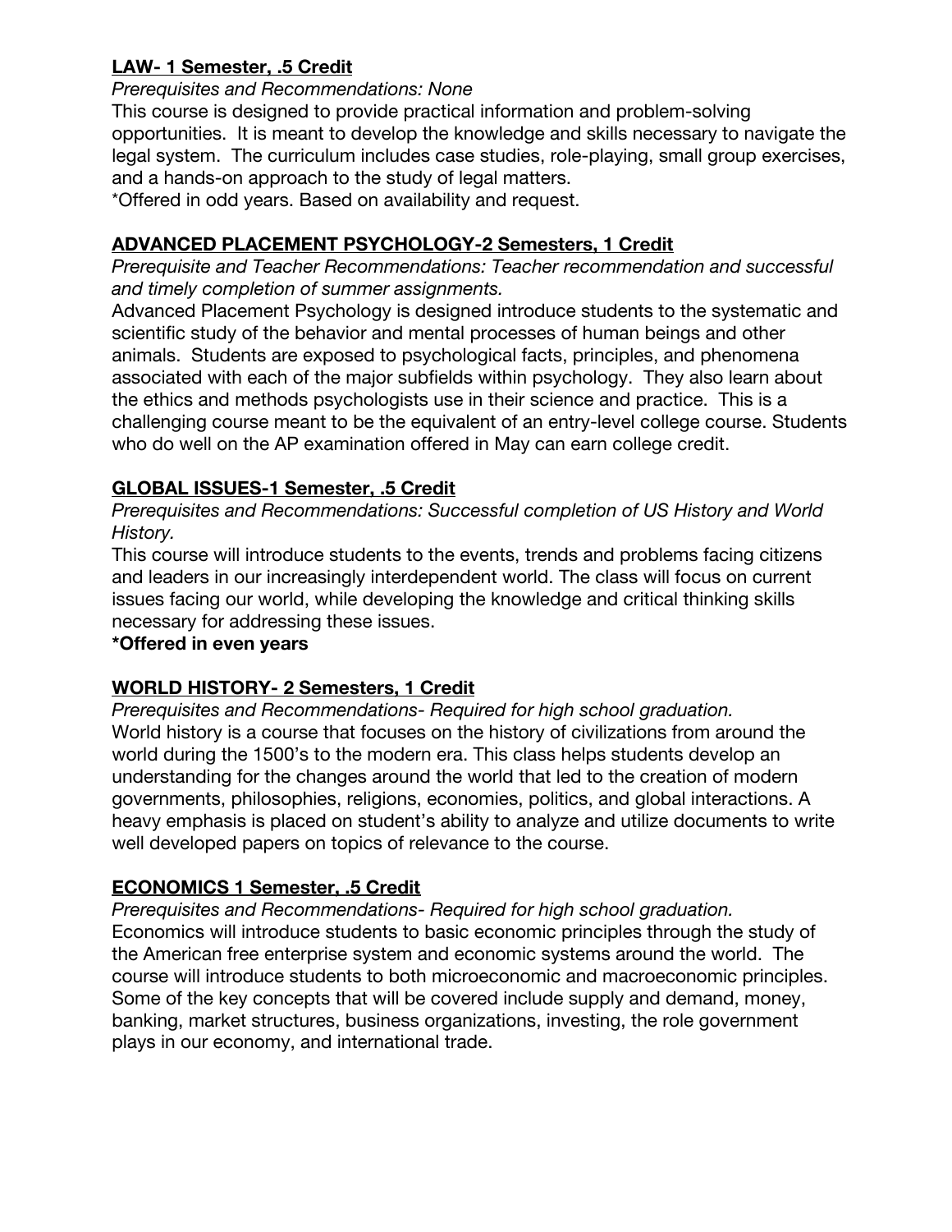**<u>LAW- 1 Semester, .5 Credit</u>**

*Prerequisites and Recommendations: None*

This course is designed to provide practical information and problem-solving opportunities. It is meant to develop the knowledge and skills necessary to navigate the legal system. The curriculum includes case studies, role-playing, small group exercises, and a hands-on approach to the study of legal matters.

*Offered in odd years. Based on availability and request.

**<u>ADVANCED PLACEMENT PSYCHOLOGY-2 Semesters, 1 Credit</u>**

*Prerequisite and Teacher Recommendations: Teacher recommendation and successful and timely completion of summer assignments.*

Advanced Placement Psychology is designed introduce students to the systematic and scientific study of the behavior and mental processes of human beings and other animals. Students are exposed to psychological facts, principles, and phenomena associated with each of the major subfields within psychology. They also learn about the ethics and methods psychologists use in their science and practice. This is a challenging course meant to be the equivalent of an entry-level college course. Students who do well on the AP examination offered in May can earn college credit.

**<u>GLOBAL ISSUES-1 Semester, .5 Credit</u>**

*Prerequisites and Recommendations: Successful completion of US History and World History.*

This course will introduce students to the events, trends and problems facing citizens and leaders in our increasingly interdependent world. The class will focus on current issues facing our world, while developing the knowledge and critical thinking skills necessary for addressing these issues.

**\*Offered in even years**

**<u>WORLD HISTORY- 2 Semesters, 1 Credit</u>**

*Prerequisites and Recommendations- Required for high school graduation.*

World history is a course that focuses on the history of civilizations from around the world during the 1500's to the modern era. This class helps students develop an understanding for the changes around the world that led to the creation of modern governments, philosophies, religions, economies, politics, and global interactions. A heavy emphasis is placed on student's ability to analyze and utilize documents to write well developed papers on topics of relevance to the course.

**<u>ECONOMICS 1 Semester, .5 Credit</u>**

*Prerequisites and Recommendations- Required for high school graduation.*

Economics will introduce students to basic economic principles through the study of the American free enterprise system and economic systems around the world. The course will introduce students to both microeconomic and macroeconomic principles. Some of the key concepts that will be covered include supply and demand, money, banking, market structures, business organizations, investing, the role government plays in our economy, and international trade.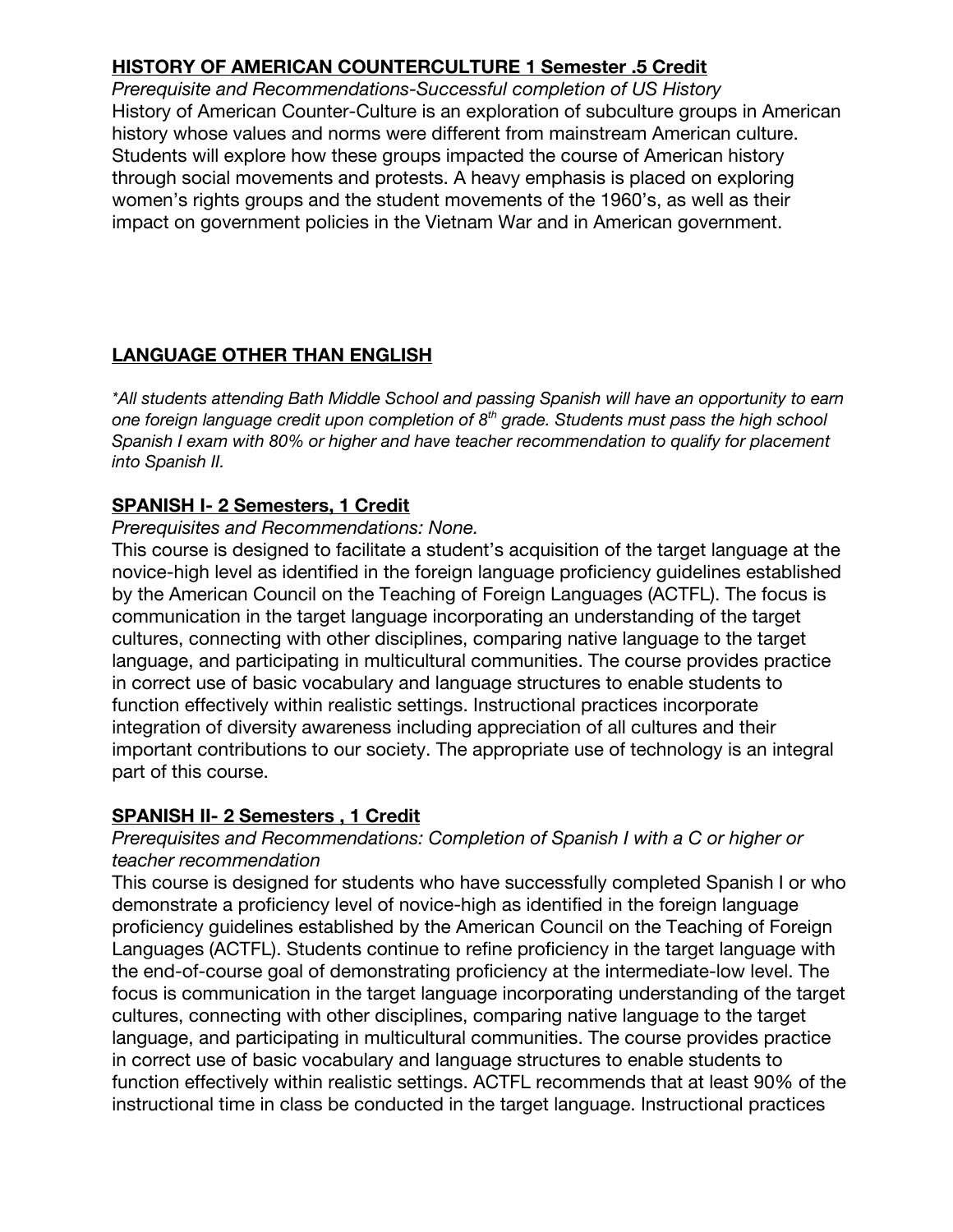**HISTORY OF AMERICAN COUNTERCULTURE 1 Semester .5 Credit**

*Prerequisite and Recommendations-Successful completion of US History*

History of American Counter-Culture is an exploration of subculture groups in American history whose values and norms were different from mainstream American culture. Students will explore how these groups impacted the course of American history through social movements and protests. A heavy emphasis is placed on exploring women's rights groups and the student movements of the 1960's, as well as their impact on government policies in the Vietnam War and in American government.

## LANGUAGE OTHER THAN ENGLISH

*\*All students attending Bath Middle School and passing Spanish will have an opportunity to earn one foreign language credit upon completion of 8th grade. Students must pass the high school Spanish I exam with 80% or higher and have teacher recommendation to qualify for placement into Spanish II.*

**SPANISH I- 2 Semesters, 1 Credit**

*Prerequisites and Recommendations: None.*

This course is designed to facilitate a student's acquisition of the target language at the novice-high level as identified in the foreign language proficiency guidelines established by the American Council on the Teaching of Foreign Languages (ACTFL). The focus is communication in the target language incorporating an understanding of the target cultures, connecting with other disciplines, comparing native language to the target language, and participating in multicultural communities. The course provides practice in correct use of basic vocabulary and language structures to enable students to function effectively within realistic settings. Instructional practices incorporate integration of diversity awareness including appreciation of all cultures and their important contributions to our society. The appropriate use of technology is an integral part of this course.

**SPANISH II- 2 Semesters , 1 Credit**

*Prerequisites and Recommendations: Completion of Spanish I with a C or higher or teacher recommendation*

This course is designed for students who have successfully completed Spanish I or who demonstrate a proficiency level of novice-high as identified in the foreign language proficiency guidelines established by the American Council on the Teaching of Foreign Languages (ACTFL). Students continue to refine proficiency in the target language with the end-of-course goal of demonstrating proficiency at the intermediate-low level. The focus is communication in the target language incorporating understanding of the target cultures, connecting with other disciplines, comparing native language to the target language, and participating in multicultural communities. The course provides practice in correct use of basic vocabulary and language structures to enable students to function effectively within realistic settings. ACTFL recommends that at least 90% of the instructional time in class be conducted in the target language. Instructional practices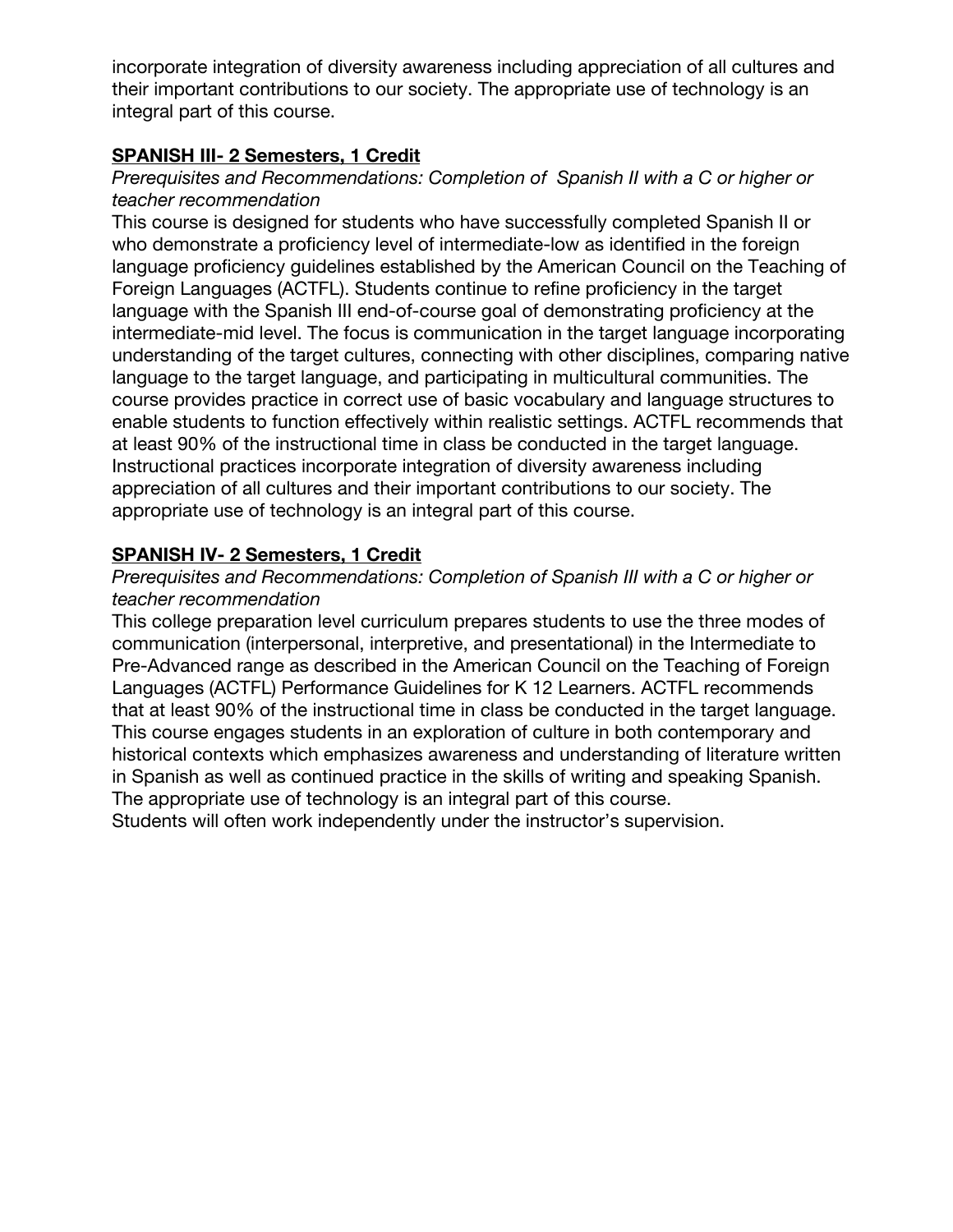incorporate integration of diversity awareness including appreciation of all cultures and their important contributions to our society. The appropriate use of technology is an integral part of this course.

**SPANISH III- 2 Semesters, 1 Credit**

*Prerequisites and Recommendations: Completion of Spanish II with a C or higher or teacher recommendation*

This course is designed for students who have successfully completed Spanish II or who demonstrate a proficiency level of intermediate-low as identified in the foreign language proficiency guidelines established by the American Council on the Teaching of Foreign Languages (ACTFL). Students continue to refine proficiency in the target language with the Spanish III end-of-course goal of demonstrating proficiency at the intermediate-mid level. The focus is communication in the target language incorporating understanding of the target cultures, connecting with other disciplines, comparing native language to the target language, and participating in multicultural communities. The course provides practice in correct use of basic vocabulary and language structures to enable students to function effectively within realistic settings. ACTFL recommends that at least 90% of the instructional time in class be conducted in the target language. Instructional practices incorporate integration of diversity awareness including appreciation of all cultures and their important contributions to our society. The appropriate use of technology is an integral part of this course.

**SPANISH IV- 2 Semesters, 1 Credit**

*Prerequisites and Recommendations: Completion of Spanish III with a C or higher or teacher recommendation*

This college preparation level curriculum prepares students to use the three modes of communication (interpersonal, interpretive, and presentational) in the Intermediate to Pre-Advanced range as described in the American Council on the Teaching of Foreign Languages (ACTFL) Performance Guidelines for K 12 Learners. ACTFL recommends that at least 90% of the instructional time in class be conducted in the target language. This course engages students in an exploration of culture in both contemporary and historical contexts which emphasizes awareness and understanding of literature written in Spanish as well as continued practice in the skills of writing and speaking Spanish. The appropriate use of technology is an integral part of this course.

Students will often work independently under the instructor's supervision.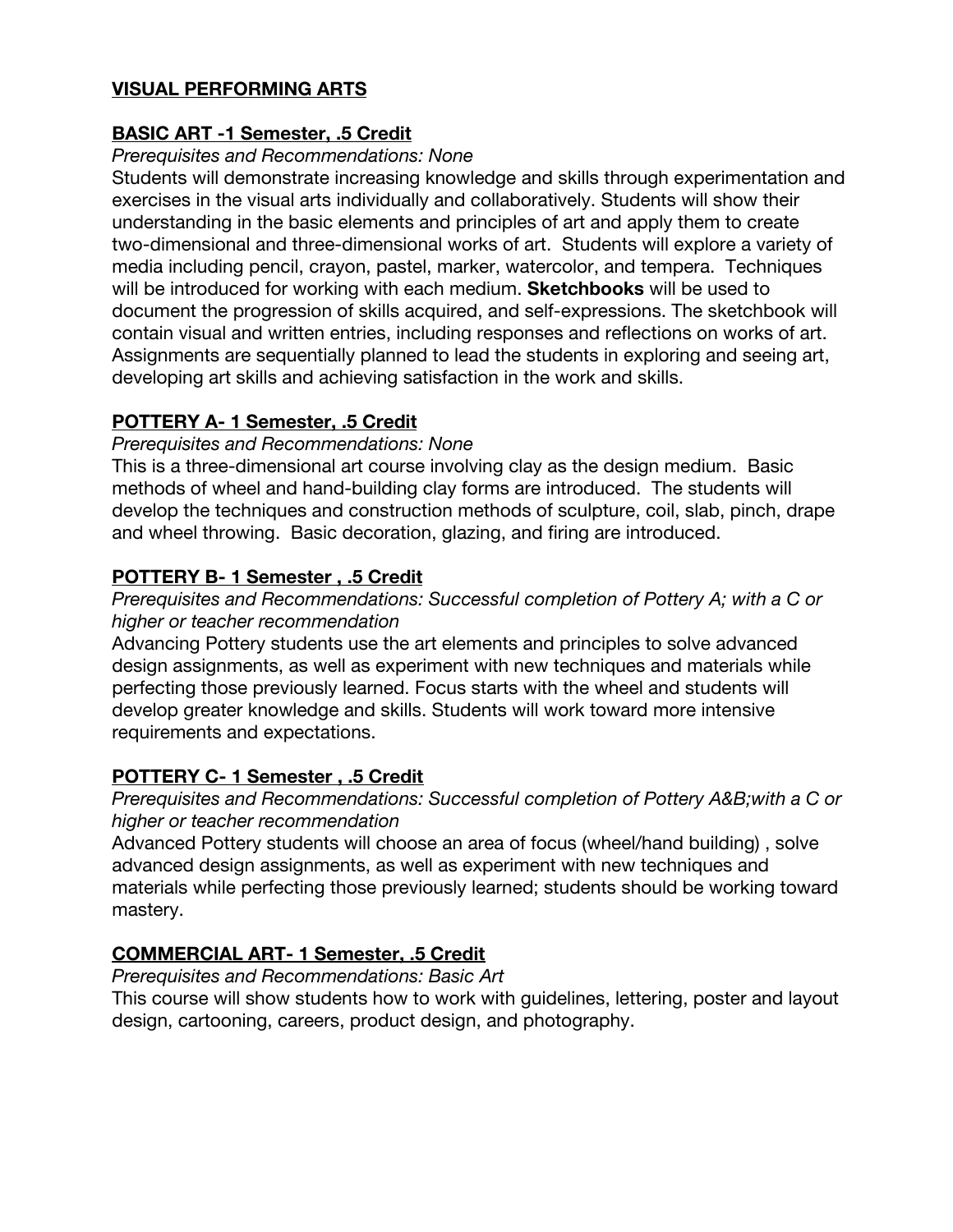## VISUAL PERFORMING ARTS

### BASIC ART -1 Semester, .5 Credit

*Prerequisites and Recommendations: None*

Students will demonstrate increasing knowledge and skills through experimentation and exercises in the visual arts individually and collaboratively. Students will show their understanding in the basic elements and principles of art and apply them to create two-dimensional and three-dimensional works of art. Students will explore a variety of media including pencil, crayon, pastel, marker, watercolor, and tempera. Techniques will be introduced for working with each medium. **Sketchbooks** will be used to document the progression of skills acquired, and self-expressions. The sketchbook will contain visual and written entries, including responses and reflections on works of art. Assignments are sequentially planned to lead the students in exploring and seeing art, developing art skills and achieving satisfaction in the work and skills.

### POTTERY A- 1 Semester, .5 Credit

*Prerequisites and Recommendations: None*

This is a three-dimensional art course involving clay as the design medium. Basic methods of wheel and hand-building clay forms are introduced. The students will develop the techniques and construction methods of sculpture, coil, slab, pinch, drape and wheel throwing. Basic decoration, glazing, and firing are introduced.

### POTTERY B- 1 Semester , .5 Credit

*Prerequisites and Recommendations: Successful completion of Pottery A; with a C or higher or teacher recommendation*

Advancing Pottery students use the art elements and principles to solve advanced design assignments, as well as experiment with new techniques and materials while perfecting those previously learned. Focus starts with the wheel and students will develop greater knowledge and skills. Students will work toward more intensive requirements and expectations.

### POTTERY C- 1 Semester , .5 Credit

*Prerequisites and Recommendations: Successful completion of Pottery A&B;with a C or higher or teacher recommendation*

Advanced Pottery students will choose an area of focus (wheel/hand building) , solve advanced design assignments, as well as experiment with new techniques and materials while perfecting those previously learned; students should be working toward mastery.

### COMMERCIAL ART- 1 Semester, .5 Credit

*Prerequisites and Recommendations: Basic Art*

This course will show students how to work with guidelines, lettering, poster and layout design, cartooning, careers, product design, and photography.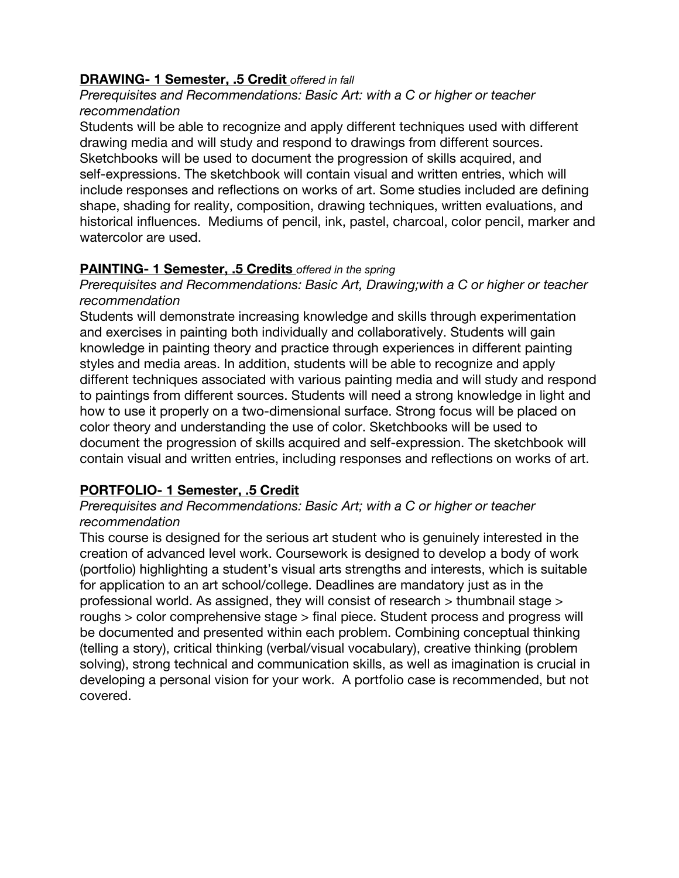**DRAWING- 1 Semester, .5 Credit** *offered in fall*

*Prerequisites and Recommendations: Basic Art: with a C or higher or teacher recommendation*

Students will be able to recognize and apply different techniques used with different drawing media and will study and respond to drawings from different sources. Sketchbooks will be used to document the progression of skills acquired, and self-expressions. The sketchbook will contain visual and written entries, which will include responses and reflections on works of art. Some studies included are defining shape, shading for reality, composition, drawing techniques, written evaluations, and historical influences. Mediums of pencil, ink, pastel, charcoal, color pencil, marker and watercolor are used.

**PAINTING- 1 Semester, .5 Credits** *offered in the spring*

*Prerequisites and Recommendations: Basic Art, Drawing;with a C or higher or teacher recommendation*

Students will demonstrate increasing knowledge and skills through experimentation and exercises in painting both individually and collaboratively. Students will gain knowledge in painting theory and practice through experiences in different painting styles and media areas. In addition, students will be able to recognize and apply different techniques associated with various painting media and will study and respond to paintings from different sources. Students will need a strong knowledge in light and how to use it properly on a two-dimensional surface. Strong focus will be placed on color theory and understanding the use of color. Sketchbooks will be used to document the progression of skills acquired and self-expression. The sketchbook will contain visual and written entries, including responses and reflections on works of art.

**PORTFOLIO- 1 Semester, .5 Credit**

*Prerequisites and Recommendations: Basic Art; with a C or higher or teacher recommendation*

This course is designed for the serious art student who is genuinely interested in the creation of advanced level work. Coursework is designed to develop a body of work (portfolio) highlighting a student's visual arts strengths and interests, which is suitable for application to an art school/college. Deadlines are mandatory just as in the professional world. As assigned, they will consist of research > thumbnail stage > roughs > color comprehensive stage > final piece. Student process and progress will be documented and presented within each problem. Combining conceptual thinking (telling a story), critical thinking (verbal/visual vocabulary), creative thinking (problem solving), strong technical and communication skills, as well as imagination is crucial in developing a personal vision for your work. A portfolio case is recommended, but not covered.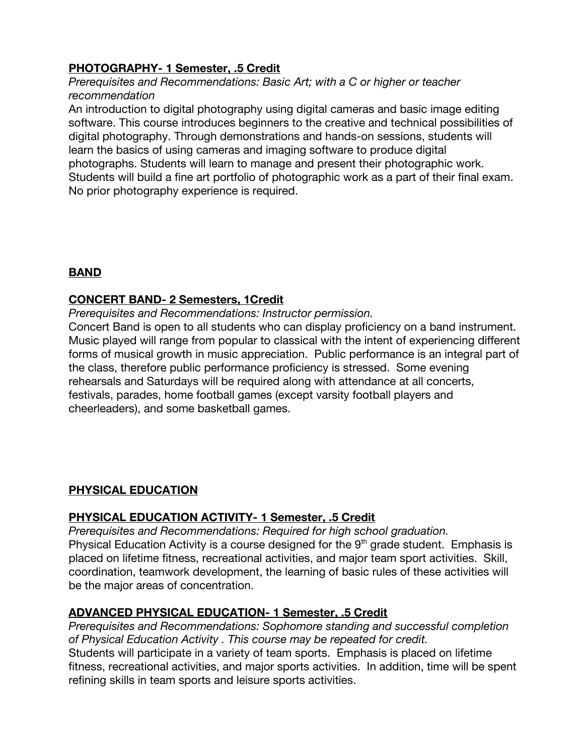**PHOTOGRAPHY- 1 Semester, .5 Credit**

*Prerequisites and Recommendations: Basic Art; with a C or higher or teacher recommendation*

An introduction to digital photography using digital cameras and basic image editing software. This course introduces beginners to the creative and technical possibilities of digital photography. Through demonstrations and hands-on sessions, students will learn the basics of using cameras and imaging software to produce digital photographs. Students will learn to manage and present their photographic work. Students will build a fine art portfolio of photographic work as a part of their final exam. No prior photography experience is required.

## BAND

**CONCERT BAND- 2 Semesters, 1Credit**

*Prerequisites and Recommendations: Instructor permission.*

Concert Band is open to all students who can display proficiency on a band instrument. Music played will range from popular to classical with the intent of experiencing different forms of musical growth in music appreciation. Public performance is an integral part of the class, therefore public performance proficiency is stressed. Some evening rehearsals and Saturdays will be required along with attendance at all concerts, festivals, parades, home football games (except varsity football players and cheerleaders), and some basketball games.

## PHYSICAL EDUCATION

**PHYSICAL EDUCATION ACTIVITY- 1 Semester, .5 Credit**

*Prerequisites and Recommendations: Required for high school graduation.*

Physical Education Activity is a course designed for the 9th grade student. Emphasis is placed on lifetime fitness, recreational activities, and major team sport activities. Skill, coordination, teamwork development, the learning of basic rules of these activities will be the major areas of concentration.

**ADVANCED PHYSICAL EDUCATION- 1 Semester, .5 Credit**

*Prerequisites and Recommendations: Sophomore standing and successful completion of Physical Education Activity . This course may be repeated for credit.*

Students will participate in a variety of team sports. Emphasis is placed on lifetime fitness, recreational activities, and major sports activities. In addition, time will be spent refining skills in team sports and leisure sports activities.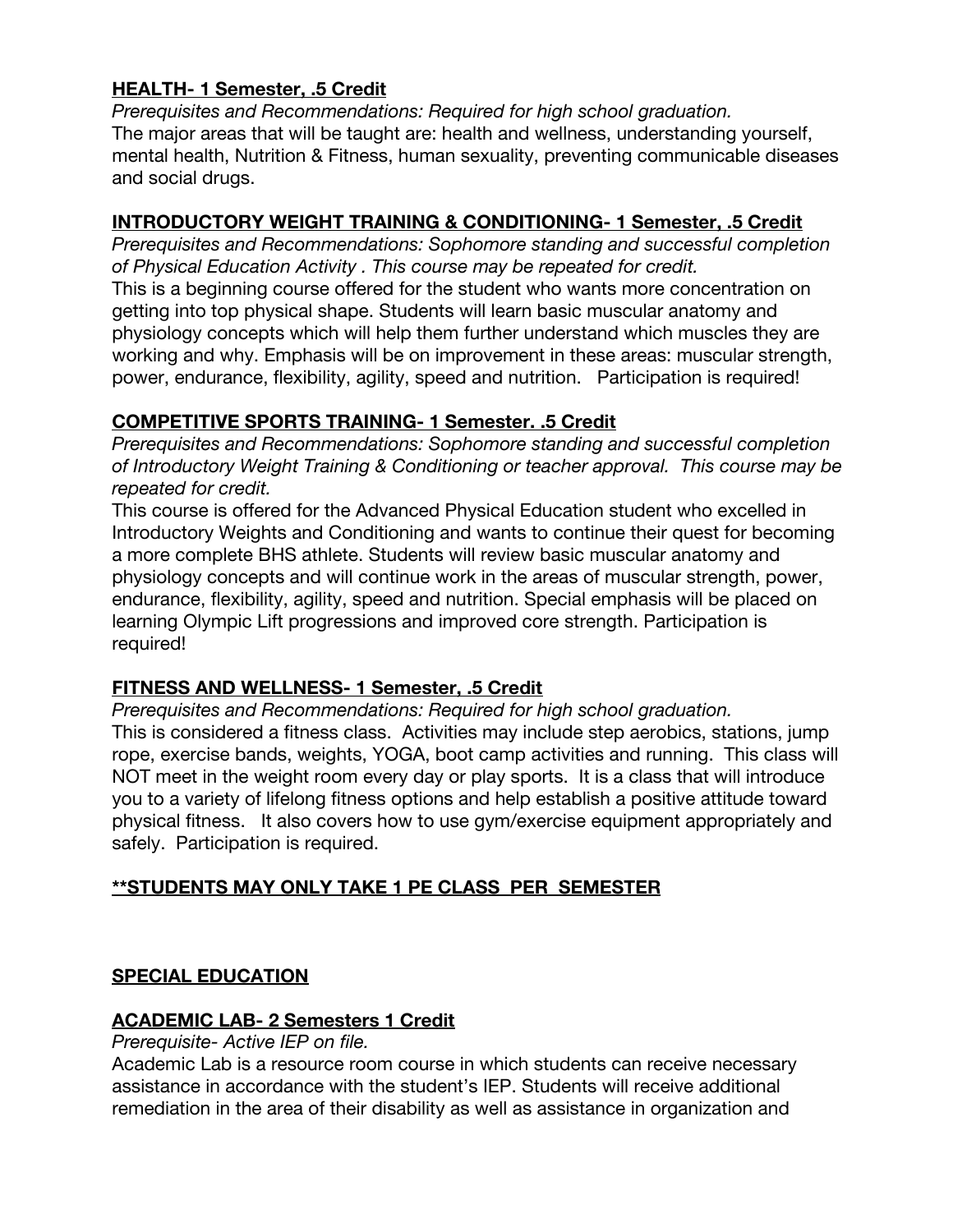**HEALTH- 1 Semester, .5 Credit**

*Prerequisites and Recommendations: Required for high school graduation.*
The major areas that will be taught are: health and wellness, understanding yourself, mental health, Nutrition & Fitness, human sexuality, preventing communicable diseases and social drugs.

**INTRODUCTORY WEIGHT TRAINING & CONDITIONING- 1 Semester, .5 Credit**

*Prerequisites and Recommendations: Sophomore standing and successful completion of Physical Education Activity . This course may be repeated for credit.*
This is a beginning course offered for the student who wants more concentration on getting into top physical shape. Students will learn basic muscular anatomy and physiology concepts which will help them further understand which muscles they are working and why. Emphasis will be on improvement in these areas: muscular strength, power, endurance, flexibility, agility, speed and nutrition. Participation is required!

**COMPETITIVE SPORTS TRAINING- 1 Semester. .5 Credit**

*Prerequisites and Recommendations: Sophomore standing and successful completion of Introductory Weight Training & Conditioning or teacher approval. This course may be repeated for credit.*
This course is offered for the Advanced Physical Education student who excelled in Introductory Weights and Conditioning and wants to continue their quest for becoming a more complete BHS athlete. Students will review basic muscular anatomy and physiology concepts and will continue work in the areas of muscular strength, power, endurance, flexibility, agility, speed and nutrition. Special emphasis will be placed on learning Olympic Lift progressions and improved core strength. Participation is required!

**FITNESS AND WELLNESS- 1 Semester, .5 Credit**

*Prerequisites and Recommendations: Required for high school graduation.*
This is considered a fitness class. Activities may include step aerobics, stations, jump rope, exercise bands, weights, YOGA, boot camp activities and running. This class will NOT meet in the weight room every day or play sports. It is a class that will introduce you to a variety of lifelong fitness options and help establish a positive attitude toward physical fitness. It also covers how to use gym/exercise equipment appropriately and safely. Participation is required.

**\*\*STUDENTS MAY ONLY TAKE 1 PE CLASS PER SEMESTER**

## SPECIAL EDUCATION

**ACADEMIC LAB- 2 Semesters 1 Credit**

*Prerequisite- Active IEP on file.*
Academic Lab is a resource room course in which students can receive necessary assistance in accordance with the student's IEP. Students will receive additional remediation in the area of their disability as well as assistance in organization and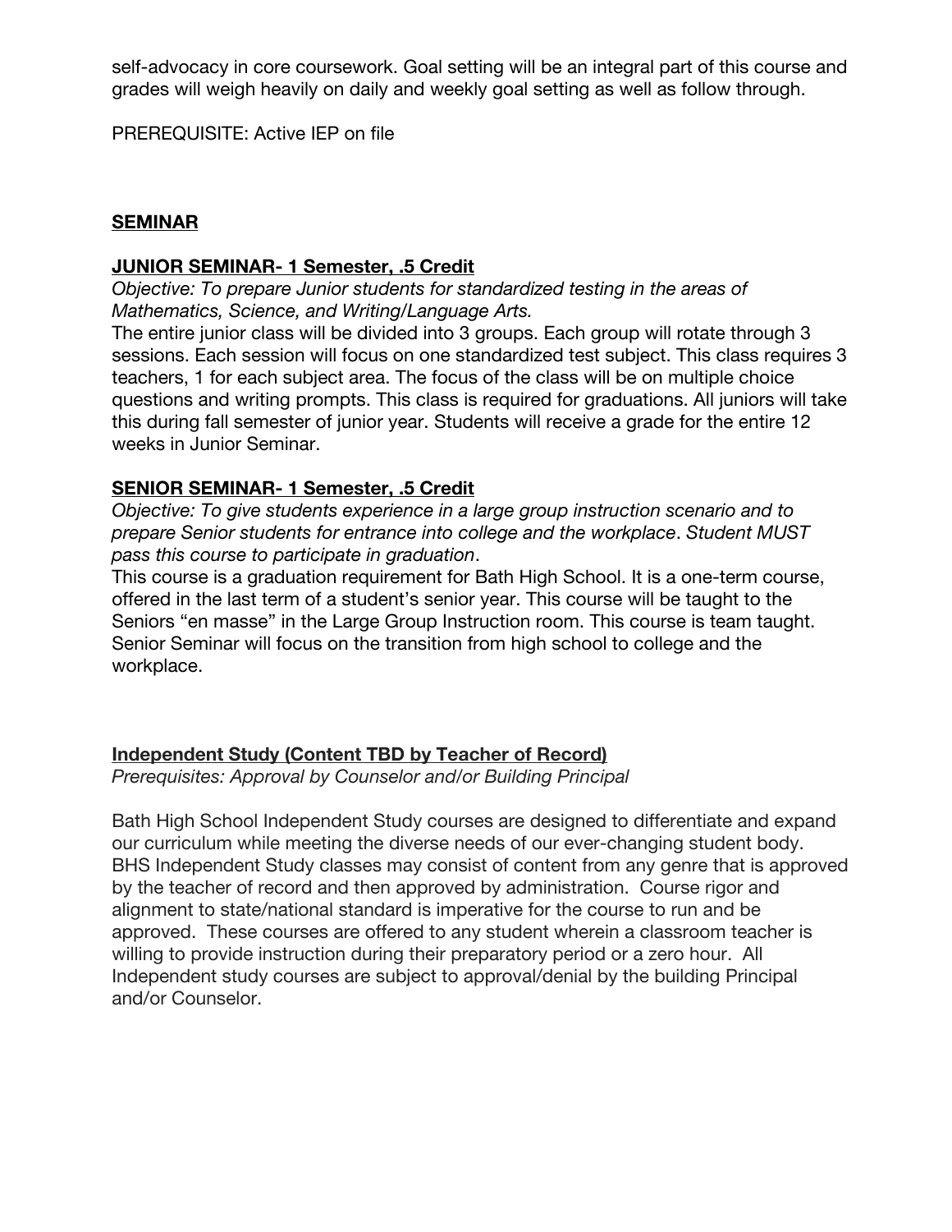self-advocacy in core coursework. Goal setting will be an integral part of this course and grades will weigh heavily on daily and weekly goal setting as well as follow through.

PREREQUISITE: Active IEP on file

## SEMINAR

### JUNIOR SEMINAR- 1 Semester, .5 Credit

*Objective: To prepare Junior students for standardized testing in the areas of Mathematics, Science, and Writing/Language Arts.*

The entire junior class will be divided into 3 groups. Each group will rotate through 3 sessions. Each session will focus on one standardized test subject. This class requires 3 teachers, 1 for each subject area. The focus of the class will be on multiple choice questions and writing prompts. This class is required for graduations. All juniors will take this during fall semester of junior year. Students will receive a grade for the entire 12 weeks in Junior Seminar.

### SENIOR SEMINAR- 1 Semester, .5 Credit

*Objective: To give students experience in a large group instruction scenario and to prepare Senior students for entrance into college and the workplace. Student MUST pass this course to participate in graduation.*

This course is a graduation requirement for Bath High School. It is a one-term course, offered in the last term of a student's senior year. This course will be taught to the Seniors "en masse" in the Large Group Instruction room. This course is team taught. Senior Seminar will focus on the transition from high school to college and the workplace.

### Independent Study (Content TBD by Teacher of Record)

*Prerequisites: Approval by Counselor and/or Building Principal*

Bath High School Independent Study courses are designed to differentiate and expand our curriculum while meeting the diverse needs of our ever-changing student body. BHS Independent Study classes may consist of content from any genre that is approved by the teacher of record and then approved by administration. Course rigor and alignment to state/national standard is imperative for the course to run and be approved. These courses are offered to any student wherein a classroom teacher is willing to provide instruction during their preparatory period or a zero hour. All Independent study courses are subject to approval/denial by the building Principal and/or Counselor.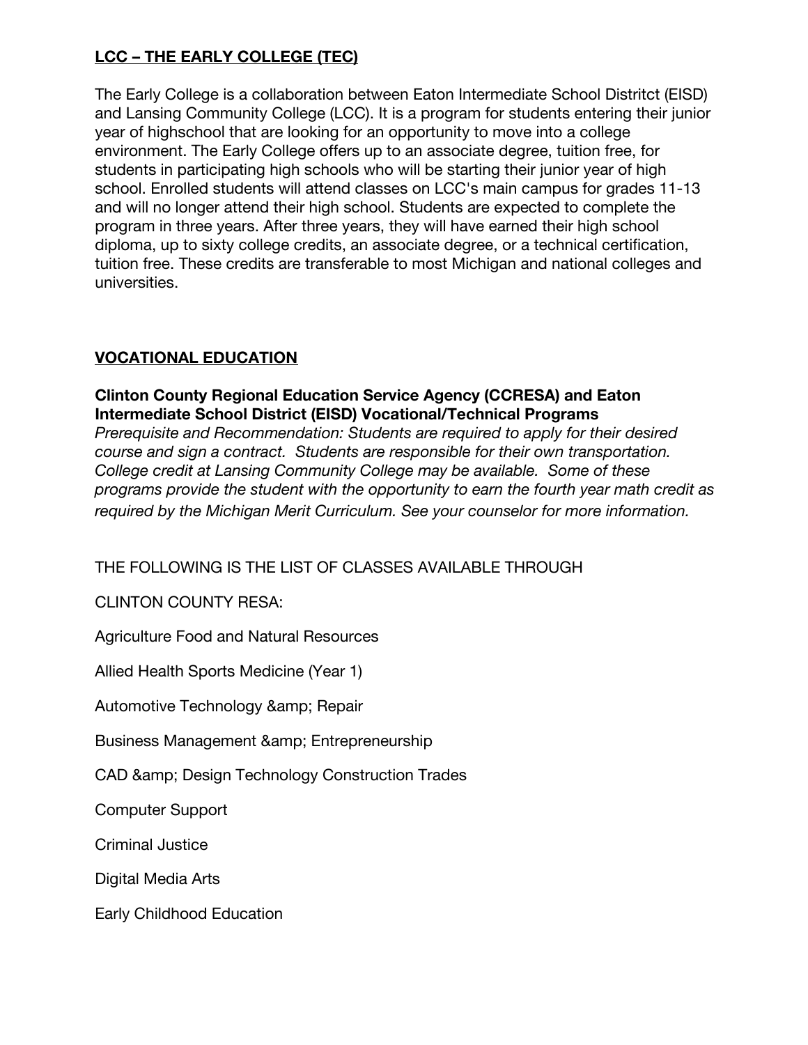## LCC – THE EARLY COLLEGE (TEC)

The Early College is a collaboration between Eaton Intermediate School Distritct (EISD) and Lansing Community College (LCC). It is a program for students entering their junior year of highschool that are looking for an opportunity to move into a college environment. The Early College offers up to an associate degree, tuition free, for students in participating high schools who will be starting their junior year of high school. Enrolled students will attend classes on LCC's main campus for grades 11-13 and will no longer attend their high school. Students are expected to complete the program in three years. After three years, they will have earned their high school diploma, up to sixty college credits, an associate degree, or a technical certification, tuition free. These credits are transferable to most Michigan and national colleges and universities.

## VOCATIONAL EDUCATION

**Clinton County Regional Education Service Agency (CCRESA) and Eaton Intermediate School District (EISD) Vocational/Technical Programs**

*Prerequisite and Recommendation: Students are required to apply for their desired course and sign a contract. Students are responsible for their own transportation. College credit at Lansing Community College may be available. Some of these programs provide the student with the opportunity to earn the fourth year math credit as required by the Michigan Merit Curriculum. See your counselor for more information.*

THE FOLLOWING IS THE LIST OF CLASSES AVAILABLE THROUGH

CLINTON COUNTY RESA:

Agriculture Food and Natural Resources

Allied Health Sports Medicine (Year 1)

Automotive Technology &amp; Repair

Business Management &amp; Entrepreneurship

CAD &amp; Design Technology Construction Trades

Computer Support

Criminal Justice

Digital Media Arts

Early Childhood Education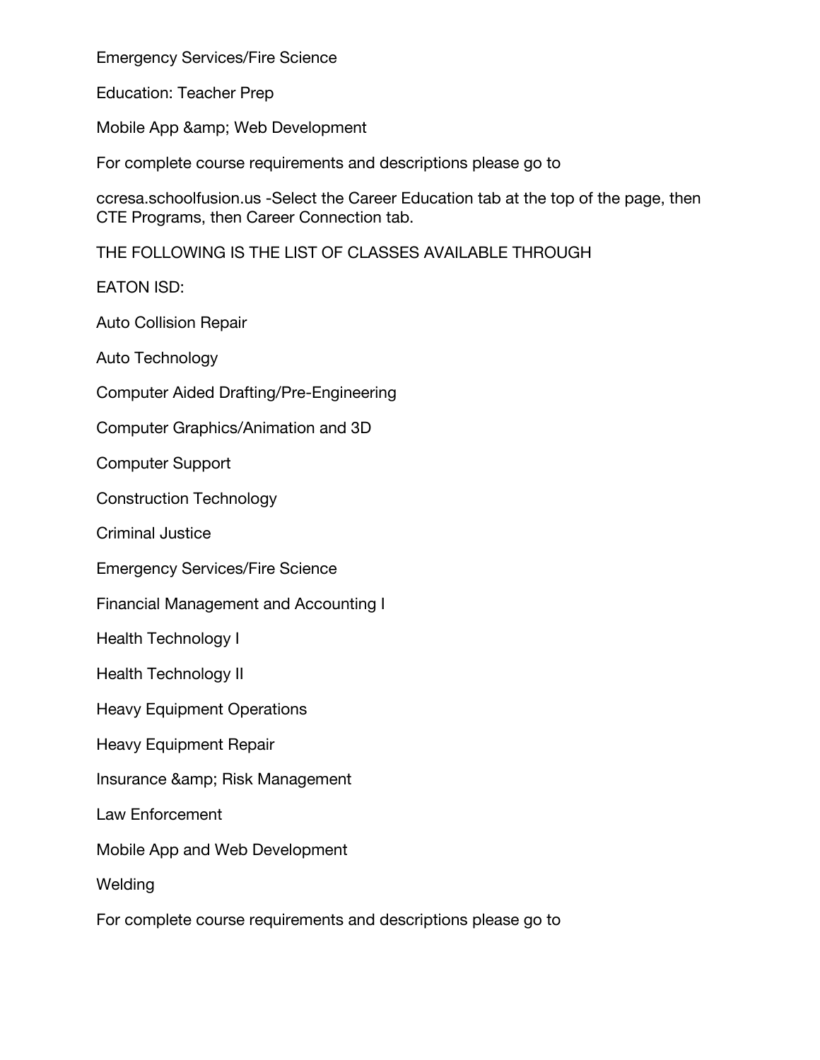Emergency Services/Fire Science

Education: Teacher Prep

Mobile App &amp; Web Development

For complete course requirements and descriptions please go to

ccresa.schoolfusion.us -Select the Career Education tab at the top of the page, then CTE Programs, then Career Connection tab.

THE FOLLOWING IS THE LIST OF CLASSES AVAILABLE THROUGH

EATON ISD:

Auto Collision Repair

Auto Technology

Computer Aided Drafting/Pre-Engineering

Computer Graphics/Animation and 3D

Computer Support

Construction Technology

Criminal Justice

Emergency Services/Fire Science

Financial Management and Accounting I

Health Technology I

Health Technology II

Heavy Equipment Operations

Heavy Equipment Repair

Insurance &amp; Risk Management

Law Enforcement

Mobile App and Web Development

Welding

For complete course requirements and descriptions please go to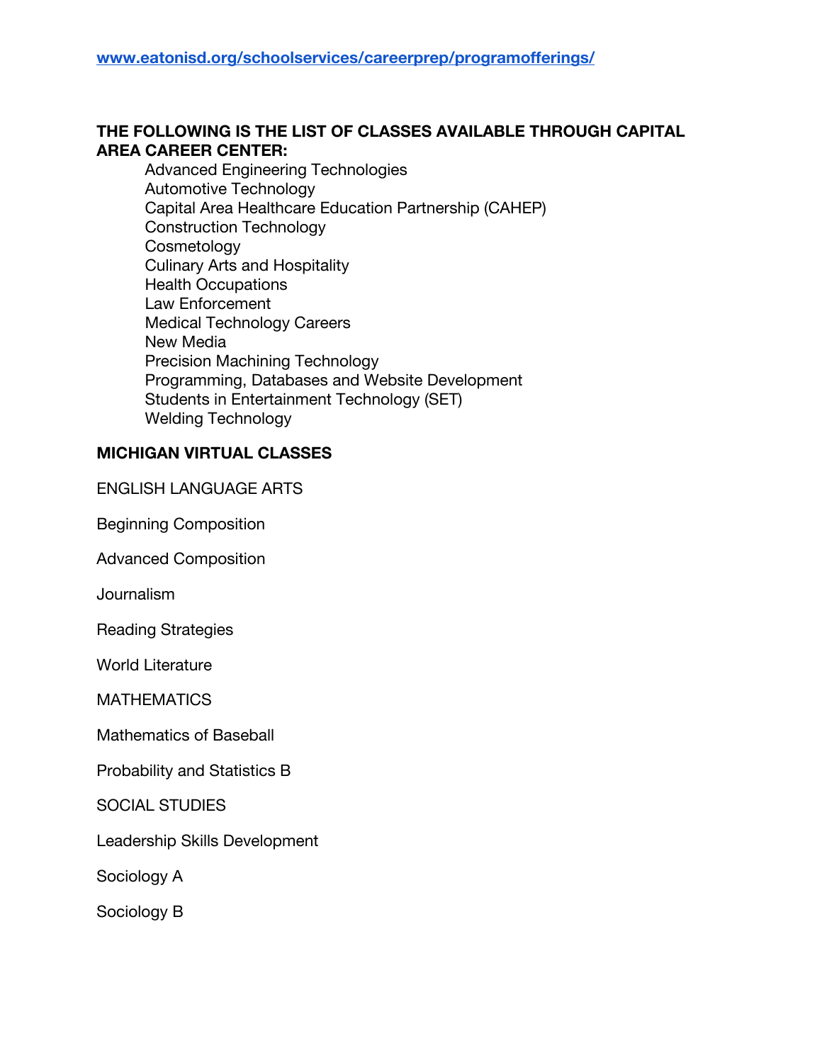[www.eatonisd.org/schoolservices/careerprep/programofferings/](http://www.eatonisd.org/schoolservices/careerprep/programofferings/)

**THE FOLLOWING IS THE LIST OF CLASSES AVAILABLE THROUGH CAPITAL AREA CAREER CENTER:**

- Advanced Engineering Technologies
- Automotive Technology
- Capital Area Healthcare Education Partnership (CAHEP)
- Construction Technology
- Cosmetology
- Culinary Arts and Hospitality
- Health Occupations
- Law Enforcement
- Medical Technology Careers
- New Media
- Precision Machining Technology
- Programming, Databases and Website Development
- Students in Entertainment Technology (SET)
- Welding Technology

**MICHIGAN VIRTUAL CLASSES**

ENGLISH LANGUAGE ARTS

Beginning Composition

Advanced Composition

Journalism

Reading Strategies

World Literature

MATHEMATICS

Mathematics of Baseball

Probability and Statistics B

SOCIAL STUDIES

Leadership Skills Development

Sociology A

Sociology B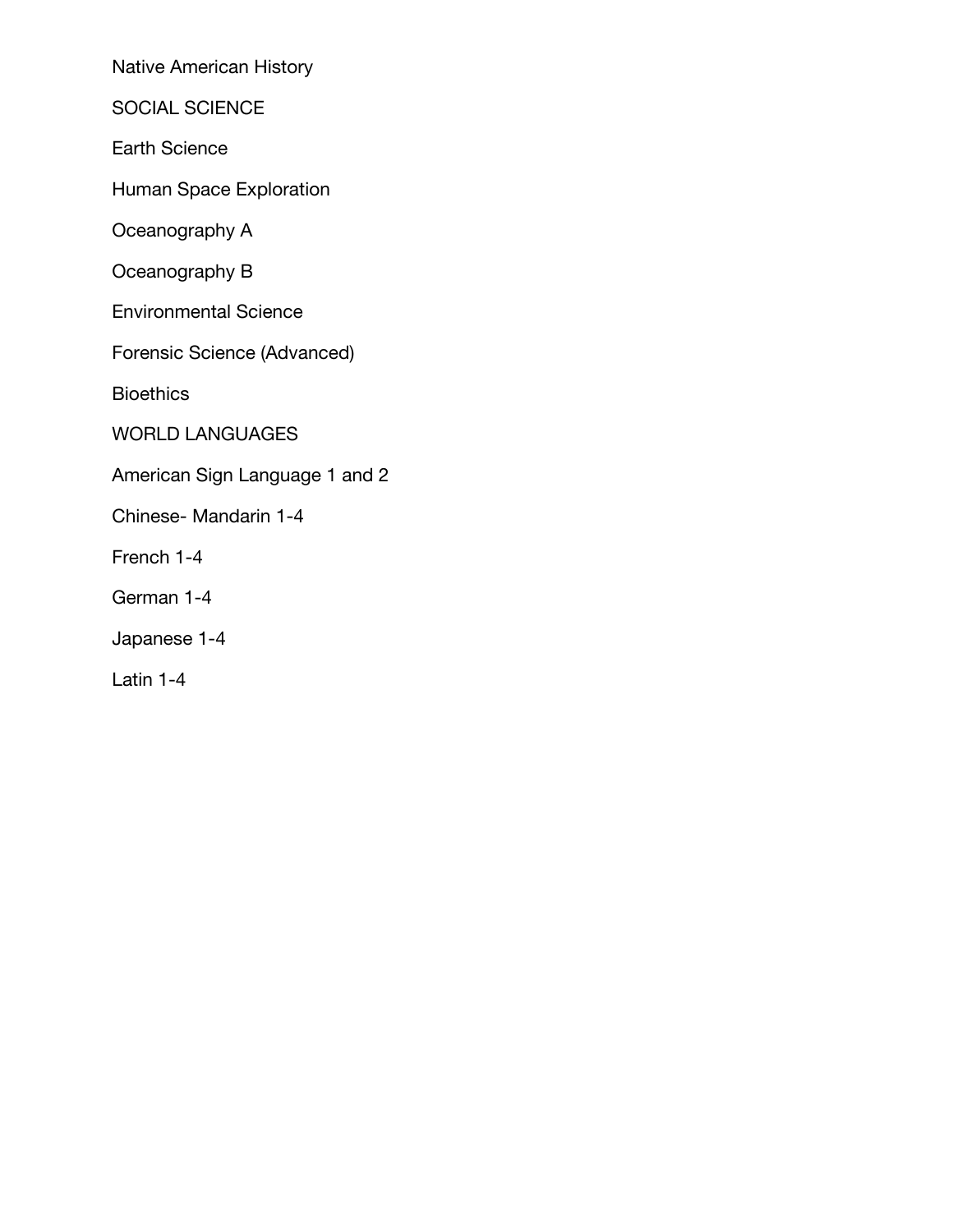Native American History

SOCIAL SCIENCE

Earth Science

Human Space Exploration

Oceanography A

Oceanography B

Environmental Science

Forensic Science (Advanced)

Bioethics

WORLD LANGUAGES

American Sign Language 1 and 2

Chinese- Mandarin 1-4

French 1-4

German 1-4

Japanese 1-4

Latin 1-4